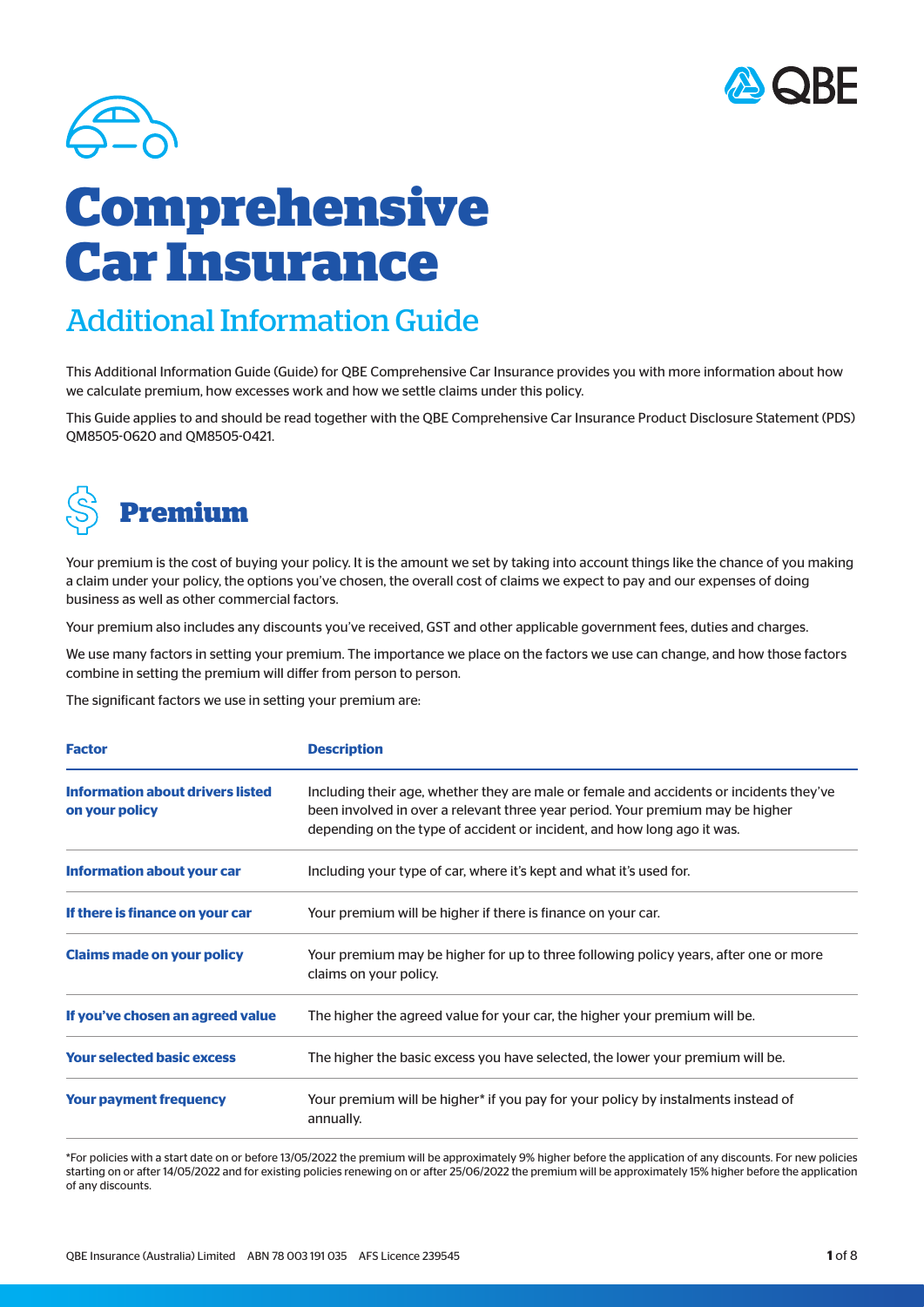# Comprehensive Car Insurance

## Additional Information Guide

This Additional Information Guide (Guide) for QBE Comprehensive Car Insurance provides you with more information about how we calculate premium, how excesses work and how we settle claims under this policy.

This Guide applies to and should be read together with the QBE Comprehensive Car Insurance Product Disclosure Statement (PDS) QM8505-0620 and QM8505-0421.

## Premium

Your premium is the cost of buying your policy. It is the amount we set by taking into account things like the chance of you making a claim under your policy, the options you've chosen, the overall cost of claims we expect to pay and our expenses of doing business as well as other commercial factors.

Your premium also includes any discounts you've received, GST and other applicable government fees, duties and charges.

We use many factors in setting your premium. The importance we place on the factors we use can change, and how those factors combine in setting the premium will differ from person to person.

The significant factors we use in setting your premium are:

| Factor | Description |
|---|---|
| **Information about drivers listed on your policy** | Including their age, whether they are male or female and accidents or incidents they've been involved in over a relevant three year period. Your premium may be higher depending on the type of accident or incident, and how long ago it was. |
| **Information about your car** | Including your type of car, where it's kept and what it's used for. |
| **If there is finance on your car** | Your premium will be higher if there is finance on your car. |
| **Claims made on your policy** | Your premium may be higher for up to three following policy years, after one or more claims on your policy. |
| **If you've chosen an agreed value** | The higher the agreed value for your car, the higher your premium will be. |
| **Your selected basic excess** | The higher the basic excess you have selected, the lower your premium will be. |
| **Your payment frequency** | Your premium will be higher* if you pay for your policy by instalments instead of annually. |

*For policies with a start date on or before 13/05/2022 the premium will be approximately 9% higher before the application of any discounts. For new policies starting on or after 14/05/2022 and for existing policies renewing on or after 25/06/2022 the premium will be approximately 15% higher before the application of any discounts.

QBE Insurance (Australia) Limited ABN 78 003 191 035 AFS Licence 239545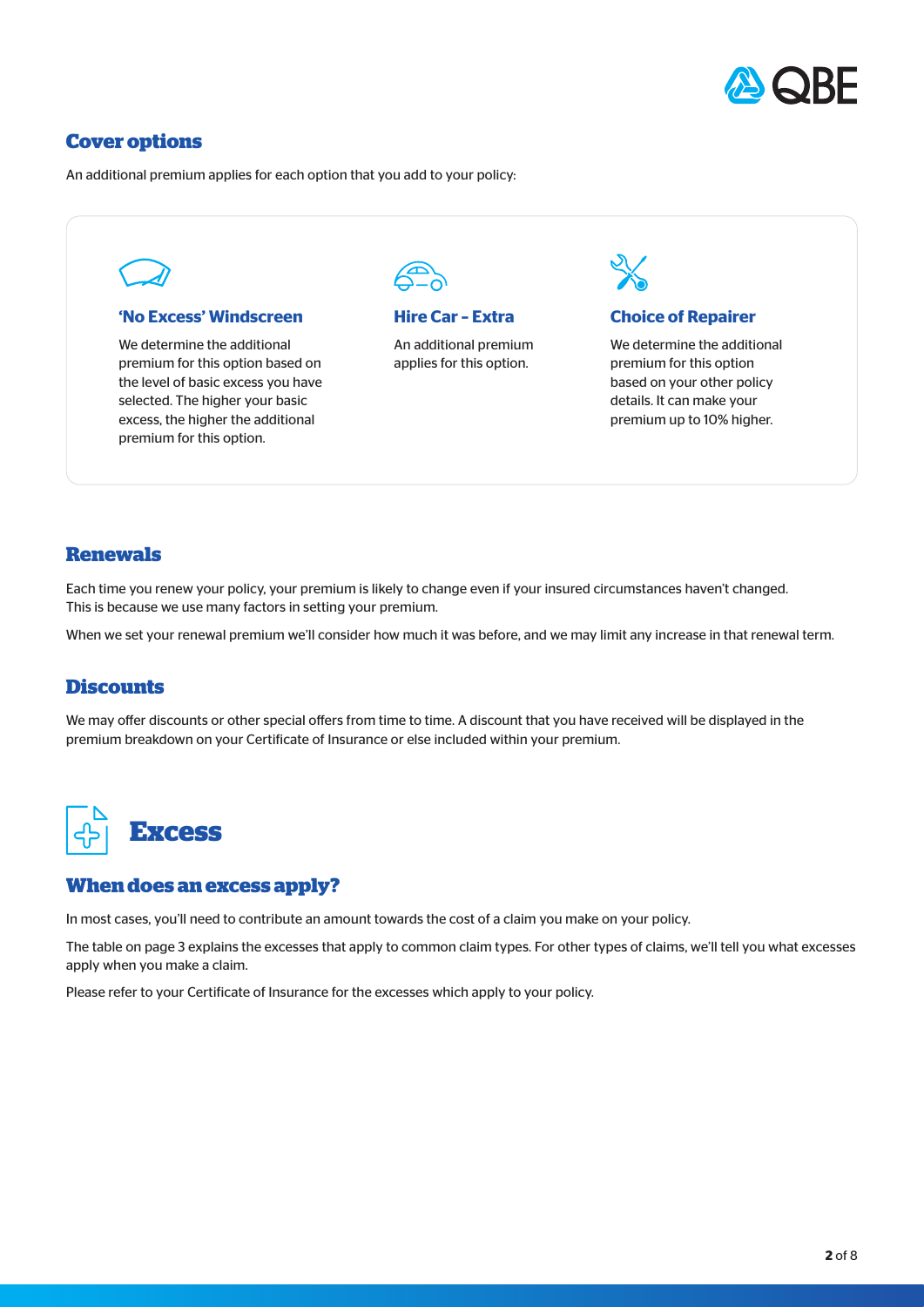## Cover options

An additional premium applies for each option that you add to your policy:

### 'No Excess' Windscreen

We determine the additional premium for this option based on the level of basic excess you have selected. The higher your basic excess, the higher the additional premium for this option.

### Hire Car - Extra

An additional premium applies for this option.

### Choice of Repairer

We determine the additional premium for this option based on your other policy details. It can make your premium up to 10% higher.

## Renewals

Each time you renew your policy, your premium is likely to change even if your insured circumstances haven't changed. This is because we use many factors in setting your premium.

When we set your renewal premium we'll consider how much it was before, and we may limit any increase in that renewal term.

## Discounts

We may offer discounts or other special offers from time to time. A discount that you have received will be displayed in the premium breakdown on your Certificate of Insurance or else included within your premium.

# Excess

## When does an excess apply?

In most cases, you'll need to contribute an amount towards the cost of a claim you make on your policy.

The table on page 3 explains the excesses that apply to common claim types. For other types of claims, we'll tell you what excesses apply when you make a claim.

Please refer to your Certificate of Insurance for the excesses which apply to your policy.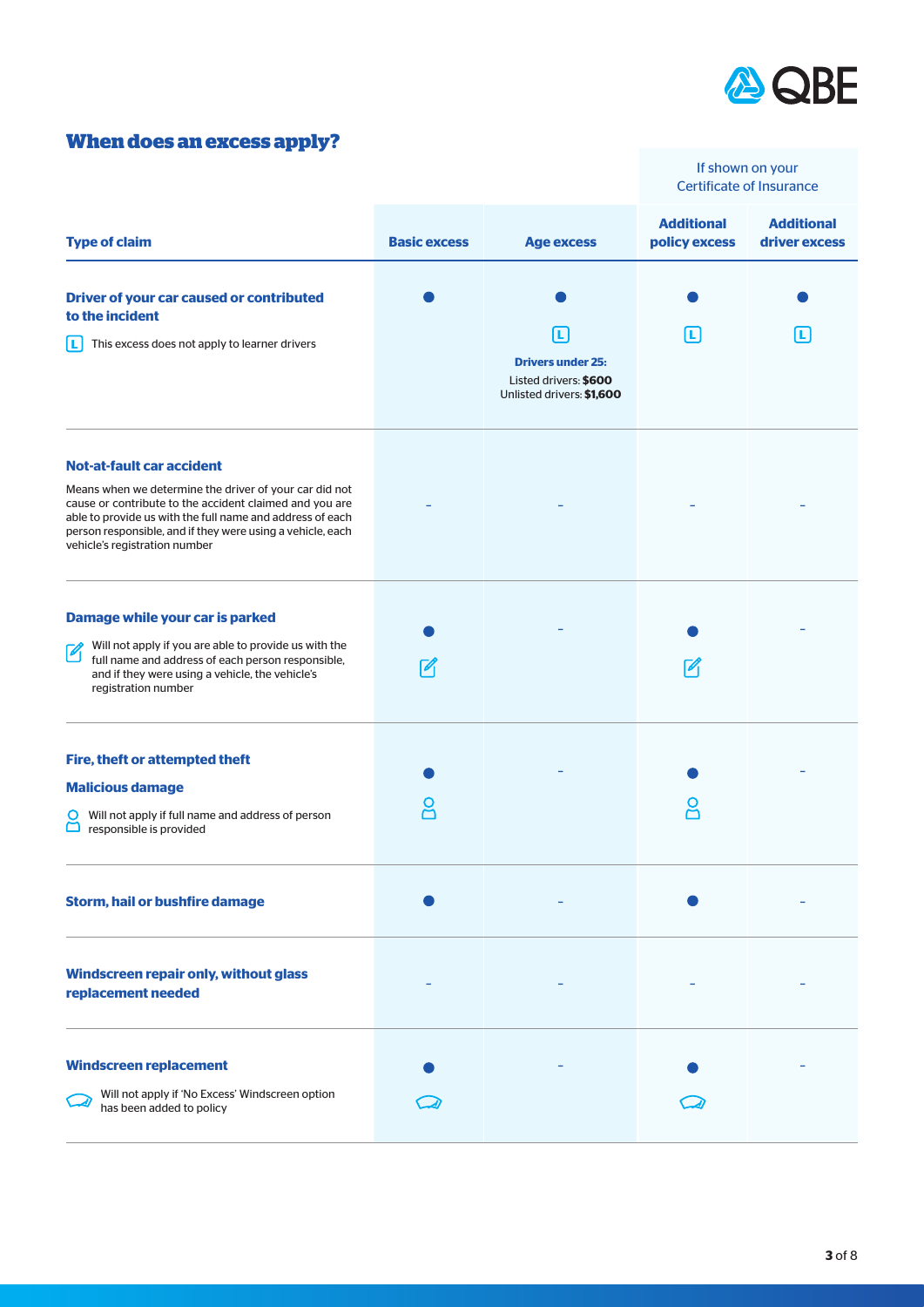## When does an excess apply?

| Type of claim | Basic excess | Age excess | If shown on your Certificate of Insurance | |
|---|---|---|---|---|
| | | | **Additional policy excess** | **Additional driver excess** |
| **Driver of your car caused or contributed to the incident**<br>[L] This excess does not apply to learner drivers | ● | ● [L]<br>**Drivers under 25:**<br>Listed drivers: **$600**<br>Unlisted drivers: **$1,600** | ● [L] | ● [L] |
| **Not-at-fault car accident**<br>Means when we determine the driver of your car did not cause or contribute to the accident claimed and you are able to provide us with the full name and address of each person responsible, and if they were using a vehicle, each vehicle's registration number | – | – | – | – |
| **Damage while your car is parked**<br>[✎] Will not apply if you are able to provide us with the full name and address of each person responsible, and if they were using a vehicle, the vehicle's registration number | ● [✎] | – | ● [✎] | – |
| **Fire, theft or attempted theft**<br>**Malicious damage**<br>[person] Will not apply if full name and address of person responsible is provided | ● [person] | – | ● [person] | – |
| **Storm, hail or bushfire damage** | ● | – | ● | – |
| **Windscreen repair only, without glass replacement needed** | – | – | – | – |
| **Windscreen replacement**<br>[windscreen] Will not apply if 'No Excess' Windscreen option has been added to policy | ● [windscreen] | – | ● [windscreen] | – |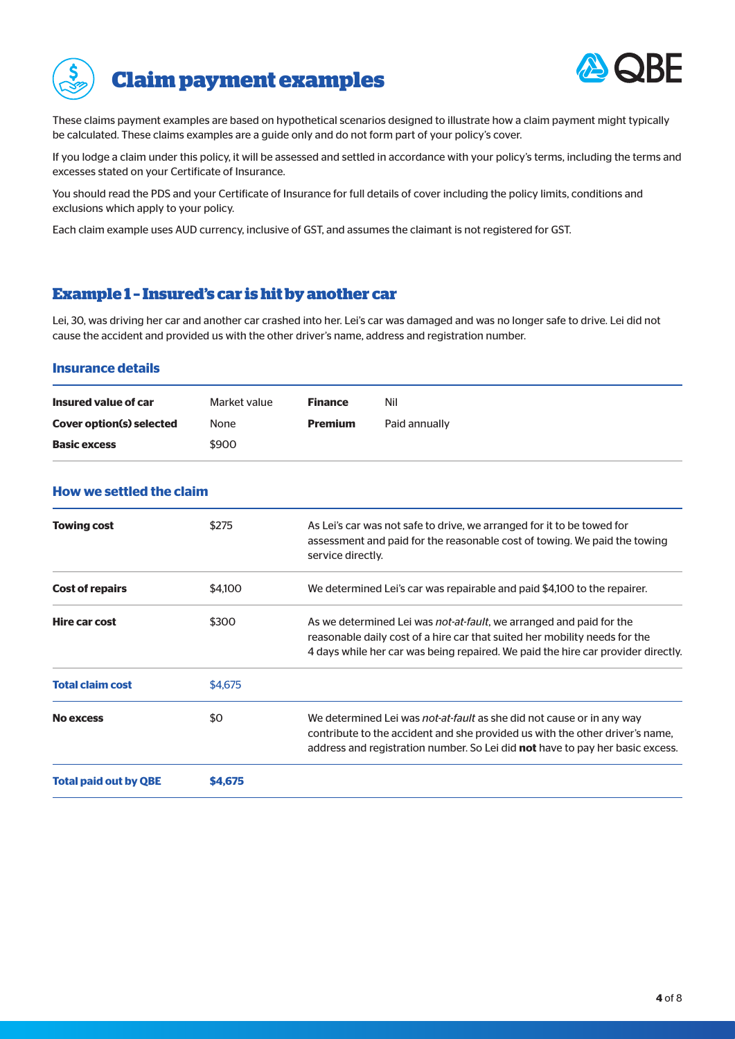# Claim payment examples

These claims payment examples are based on hypothetical scenarios designed to illustrate how a claim payment might typically be calculated. These claims examples are a guide only and do not form part of your policy's cover.

If you lodge a claim under this policy, it will be assessed and settled in accordance with your policy's terms, including the terms and excesses stated on your Certificate of Insurance.

You should read the PDS and your Certificate of Insurance for full details of cover including the policy limits, conditions and exclusions which apply to your policy.

Each claim example uses AUD currency, inclusive of GST, and assumes the claimant is not registered for GST.

## Example 1 – Insured's car is hit by another car

Lei, 30, was driving her car and another car crashed into her. Lei's car was damaged and was no longer safe to drive. Lei did not cause the accident and provided us with the other driver's name, address and registration number.

### Insurance details

| | | | |
|---|---|---|---|
| **Insured value of car** | Market value | **Finance** | Nil |
| **Cover option(s) selected** | None | **Premium** | Paid annually |
| **Basic excess** | $900 | | |

### How we settled the claim

| | | |
|---|---|---|
| **Towing cost** | $275 | As Lei's car was not safe to drive, we arranged for it to be towed for assessment and paid for the reasonable cost of towing. We paid the towing service directly. |
| **Cost of repairs** | $4,100 | We determined Lei's car was repairable and paid $4,100 to the repairer. |
| **Hire car cost** | $300 | As we determined Lei was *not-at-fault*, we arranged and paid for the reasonable daily cost of a hire car that suited her mobility needs for the 4 days while her car was being repaired. We paid the hire car provider directly. |
| **Total claim cost** | $4,675 | |
| **No excess** | $0 | We determined Lei was *not-at-fault* as she did not cause or in any way contribute to the accident and she provided us with the other driver's name, address and registration number. So Lei did **not** have to pay her basic excess. |
| **Total paid out by QBE** | **$4,675** | |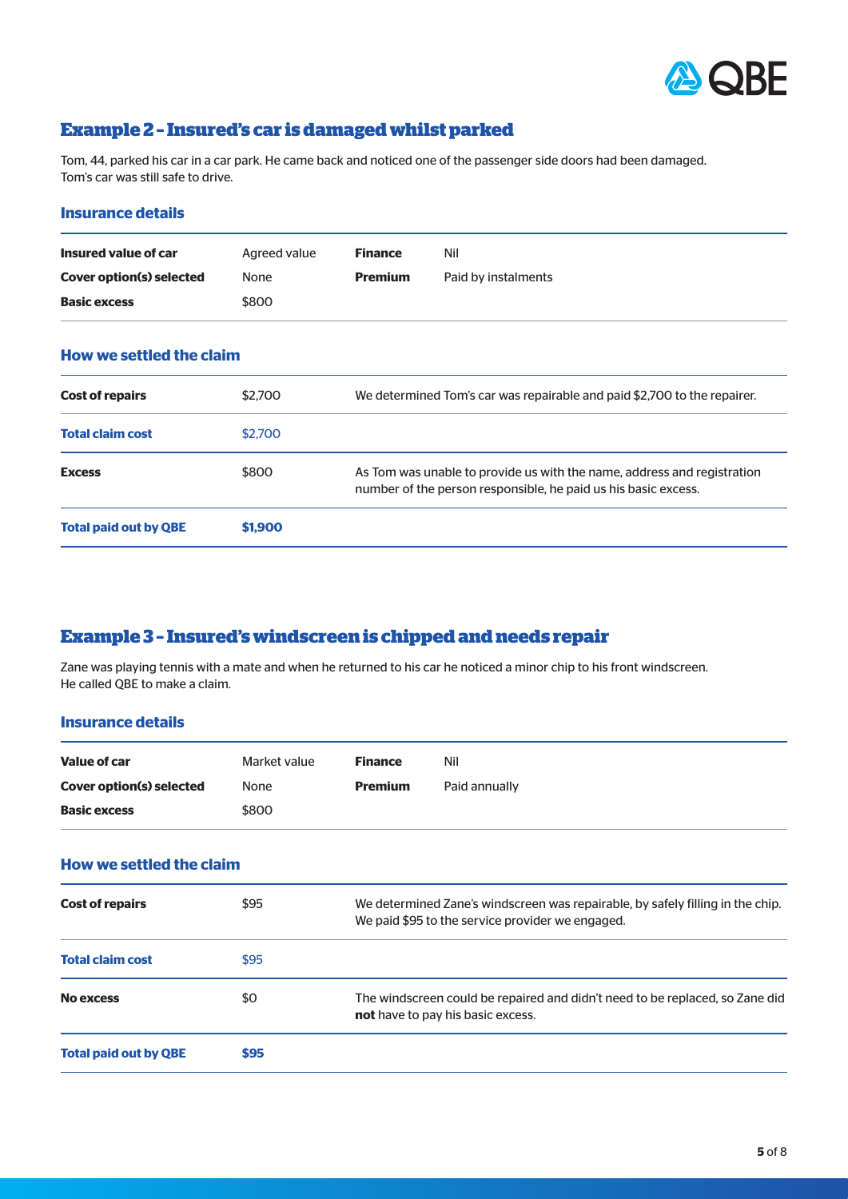## Example 2 - Insured's car is damaged whilst parked

Tom, 44, parked his car in a car park. He came back and noticed one of the passenger side doors had been damaged. Tom's car was still safe to drive.

### Insurance details

| | | | |
|---|---|---|---|
| **Insured value of car** | Agreed value | **Finance** | Nil |
| **Cover option(s) selected** | None | **Premium** | Paid by instalments |
| **Basic excess** | $800 | | |

### How we settled the claim

| | | |
|---|---|---|
| **Cost of repairs** | $2,700 | We determined Tom's car was repairable and paid $2,700 to the repairer. |
| **Total claim cost** | $2,700 | |
| **Excess** | $800 | As Tom was unable to provide us with the name, address and registration number of the person responsible, he paid us his basic excess. |
| **Total paid out by QBE** | **$1,900** | |

## Example 3 - Insured's windscreen is chipped and needs repair

Zane was playing tennis with a mate and when he returned to his car he noticed a minor chip to his front windscreen. He called QBE to make a claim.

### Insurance details

| | | | |
|---|---|---|---|
| **Value of car** | Market value | **Finance** | Nil |
| **Cover option(s) selected** | None | **Premium** | Paid annually |
| **Basic excess** | $800 | | |

### How we settled the claim

| | | |
|---|---|---|
| **Cost of repairs** | $95 | We determined Zane's windscreen was repairable, by safely filling in the chip. We paid $95 to the service provider we engaged. |
| **Total claim cost** | $95 | |
| **No excess** | $0 | The windscreen could be repaired and didn't need to be replaced, so Zane did **not** have to pay his basic excess. |
| **Total paid out by QBE** | **$95** | |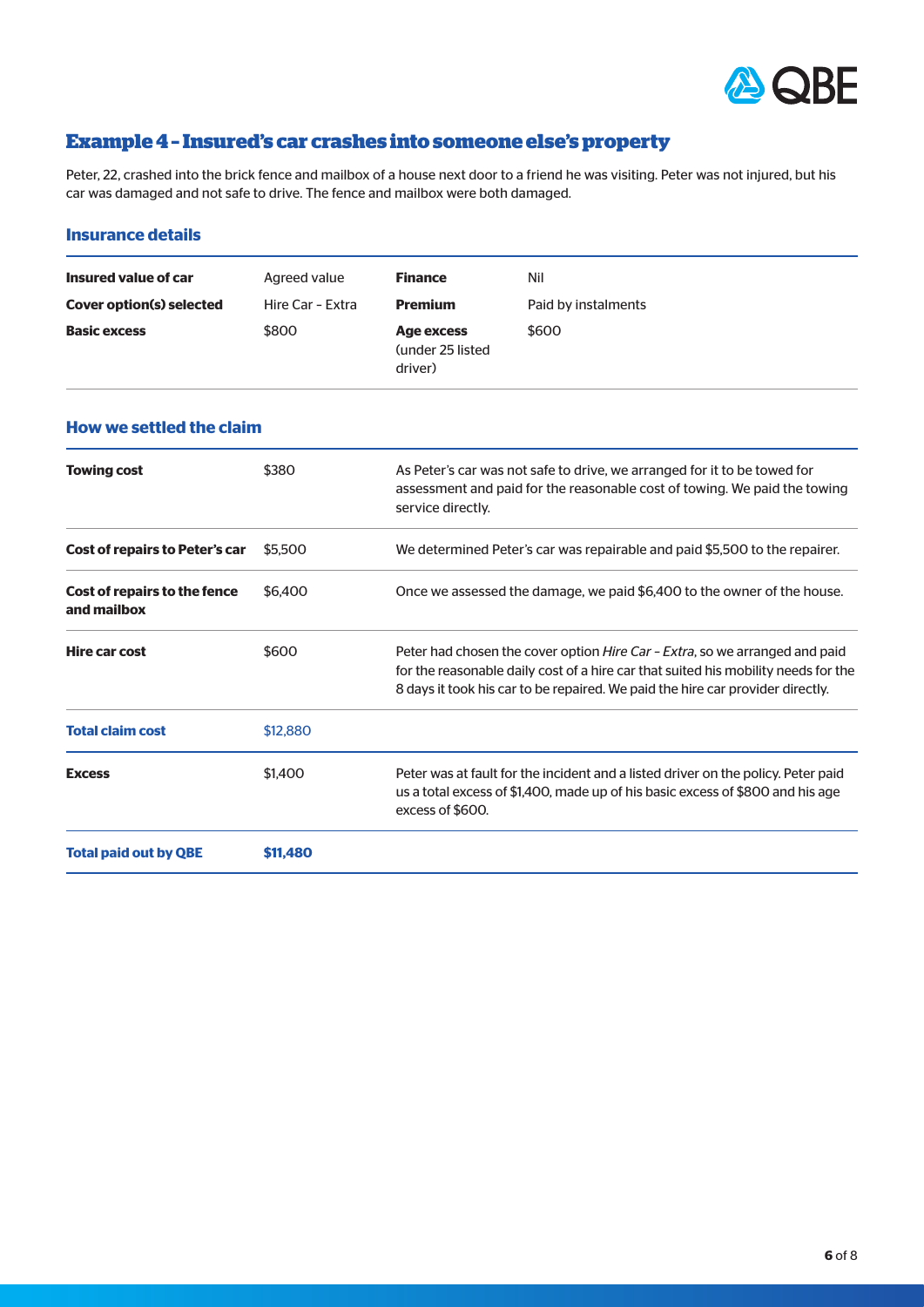## Example 4 – Insured's car crashes into someone else's property

Peter, 22, crashed into the brick fence and mailbox of a house next door to a friend he was visiting. Peter was not injured, but his car was damaged and not safe to drive. The fence and mailbox were both damaged.

### Insurance details

| | | | |
|---|---|---|---|
| **Insured value of car** | Agreed value | **Finance** | Nil |
| **Cover option(s) selected** | Hire Car – Extra | **Premium** | Paid by instalments |
| **Basic excess** | $800 | **Age excess** (under 25 listed driver) | $600 |

### How we settled the claim

| | | |
|---|---|---|
| **Towing cost** | $380 | As Peter's car was not safe to drive, we arranged for it to be towed for assessment and paid for the reasonable cost of towing. We paid the towing service directly. |
| **Cost of repairs to Peter's car** | $5,500 | We determined Peter's car was repairable and paid $5,500 to the repairer. |
| **Cost of repairs to the fence and mailbox** | $6,400 | Once we assessed the damage, we paid $6,400 to the owner of the house. |
| **Hire car cost** | $600 | Peter had chosen the cover option *Hire Car – Extra*, so we arranged and paid for the reasonable daily cost of a hire car that suited his mobility needs for the 8 days it took his car to be repaired. We paid the hire car provider directly. |
| **Total claim cost** | $12,880 | |
| **Excess** | $1,400 | Peter was at fault for the incident and a listed driver on the policy. Peter paid us a total excess of $1,400, made up of his basic excess of $800 and his age excess of $600. |
| **Total paid out by QBE** | **$11,480** | |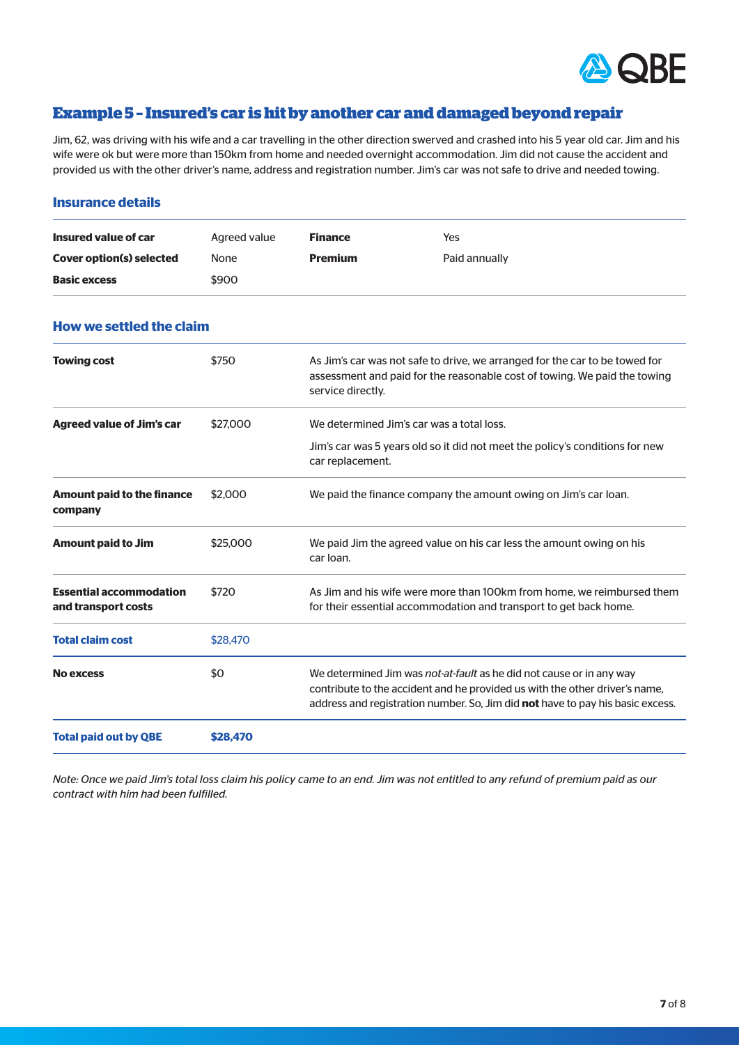## Example 5 - Insured's car is hit by another car and damaged beyond repair

Jim, 62, was driving with his wife and a car travelling in the other direction swerved and crashed into his 5 year old car. Jim and his wife were ok but were more than 150km from home and needed overnight accommodation. Jim did not cause the accident and provided us with the other driver's name, address and registration number. Jim's car was not safe to drive and needed towing.

### Insurance details

| | | | |
|---|---|---|---|
| **Insured value of car** | Agreed value | **Finance** | Yes |
| **Cover option(s) selected** | None | **Premium** | Paid annually |
| **Basic excess** | $900 | | |

### How we settled the claim

| | | |
|---|---|---|
| **Towing cost** | $750 | As Jim's car was not safe to drive, we arranged for the car to be towed for assessment and paid for the reasonable cost of towing. We paid the towing service directly. |
| **Agreed value of Jim's car** | $27,000 | We determined Jim's car was a total loss.<br>Jim's car was 5 years old so it did not meet the policy's conditions for new car replacement. |
| **Amount paid to the finance company** | $2,000 | We paid the finance company the amount owing on Jim's car loan. |
| **Amount paid to Jim** | $25,000 | We paid Jim the agreed value on his car less the amount owing on his car loan. |
| **Essential accommodation and transport costs** | $720 | As Jim and his wife were more than 100km from home, we reimbursed them for their essential accommodation and transport to get back home. |
| **Total claim cost** | $28,470 | |
| **No excess** | $0 | We determined Jim was *not-at-fault* as he did not cause or in any way contribute to the accident and he provided us with the other driver's name, address and registration number. So, Jim did **not** have to pay his basic excess. |
| **Total paid out by QBE** | **$28,470** | |

*Note: Once we paid Jim's total loss claim his policy came to an end. Jim was not entitled to any refund of premium paid as our contract with him had been fulfilled.*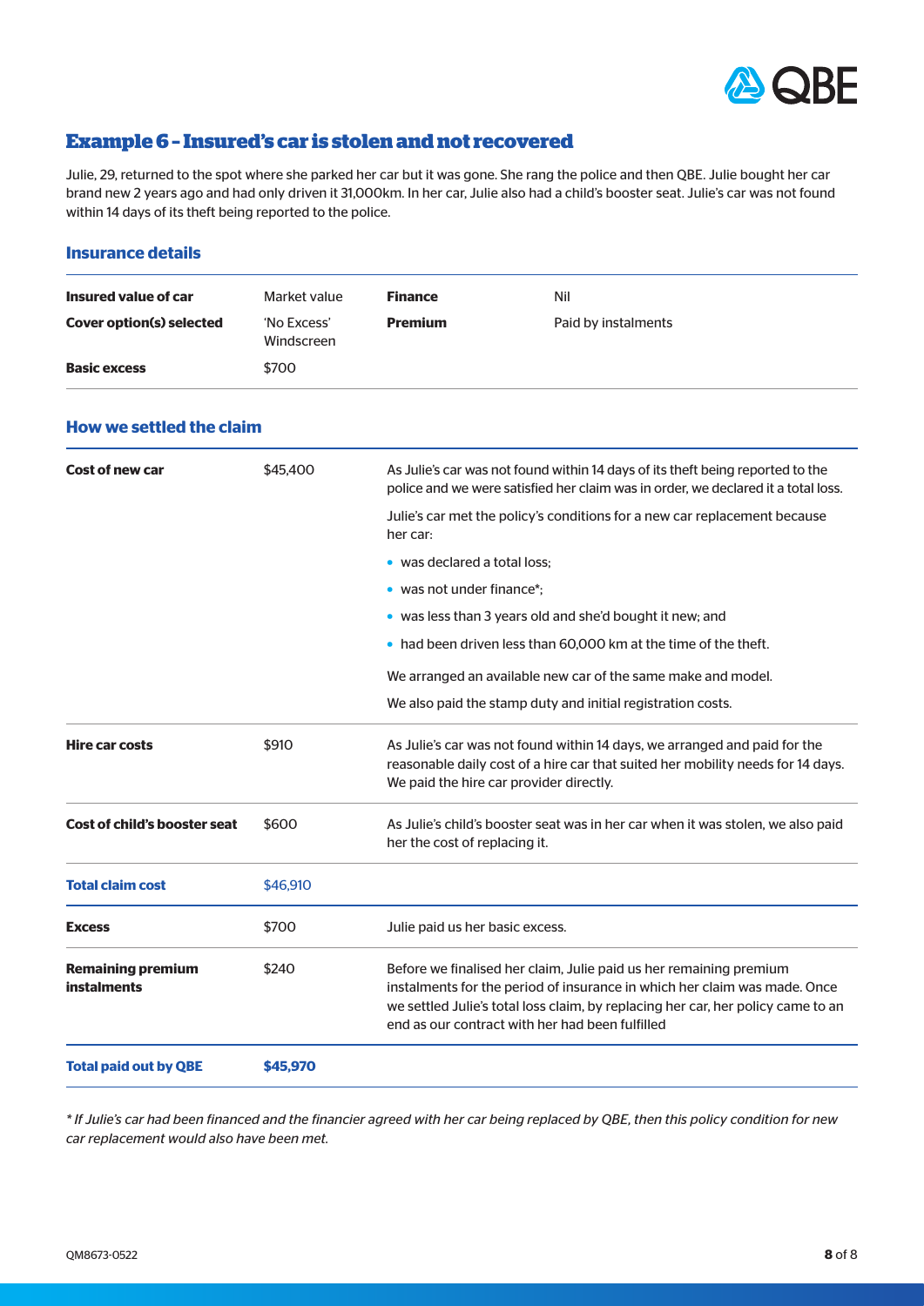## Example 6 – Insured's car is stolen and not recovered

Julie, 29, returned to the spot where she parked her car but it was gone. She rang the police and then QBE. Julie bought her car brand new 2 years ago and had only driven it 31,000km. In her car, Julie also had a child's booster seat. Julie's car was not found within 14 days of its theft being reported to the police.

### Insurance details

| | | | |
|---|---|---|---|
| **Insured value of car** | Market value | **Finance** | Nil |
| **Cover option(s) selected** | 'No Excess' Windscreen | **Premium** | Paid by instalments |
| **Basic excess** | $700 | | |

### How we settled the claim

| | | |
|---|---|---|
| **Cost of new car** | $45,400 | As Julie's car was not found within 14 days of its theft being reported to the police and we were satisfied her claim was in order, we declared it a total loss.<br><br>Julie's car met the policy's conditions for a new car replacement because her car:<br>• was declared a total loss;<br>• was not under finance*;<br>• was less than 3 years old and she'd bought it new; and<br>• had been driven less than 60,000 km at the time of the theft.<br><br>We arranged an available new car of the same make and model.<br><br>We also paid the stamp duty and initial registration costs. |
| **Hire car costs** | $910 | As Julie's car was not found within 14 days, we arranged and paid for the reasonable daily cost of a hire car that suited her mobility needs for 14 days. We paid the hire car provider directly. |
| **Cost of child's booster seat** | $600 | As Julie's child's booster seat was in her car when it was stolen, we also paid her the cost of replacing it. |
| **Total claim cost** | $46,910 | |
| **Excess** | $700 | Julie paid us her basic excess. |
| **Remaining premium instalments** | $240 | Before we finalised her claim, Julie paid us her remaining premium instalments for the period of insurance in which her claim was made. Once we settled Julie's total loss claim, by replacing her car, her policy came to an end as our contract with her had been fulfilled |
| **Total paid out by QBE** | **$45,970** | |

*\* If Julie's car had been financed and the financier agreed with her car being replaced by QBE, then this policy condition for new car replacement would also have been met.*

QM8673-0522